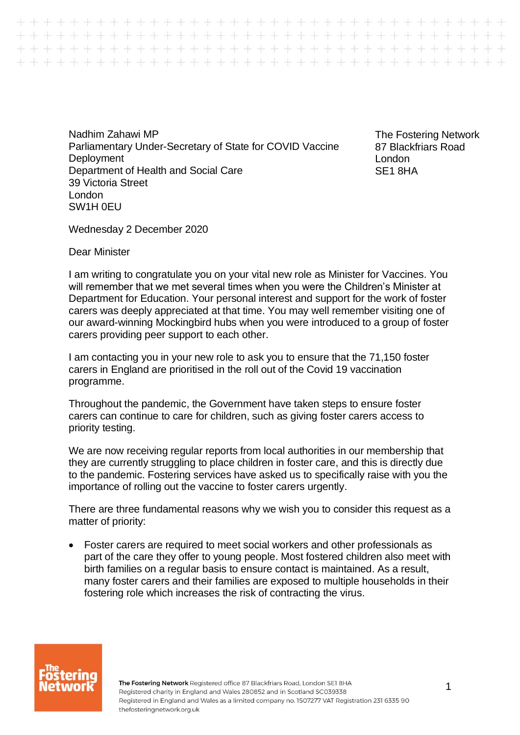Nadhim Zahawi MP
Parliamentary Under-Secretary of State for COVID Vaccine Deployment
Department of Health and Social Care
39 Victoria Street
London
SW1H 0EU

The Fostering Network
87 Blackfriars Road
London
SE1 8HA

Wednesday 2 December 2020

Dear Minister

I am writing to congratulate you on your vital new role as Minister for Vaccines. You will remember that we met several times when you were the Children's Minister at Department for Education. Your personal interest and support for the work of foster carers was deeply appreciated at that time. You may well remember visiting one of our award-winning Mockingbird hubs when you were introduced to a group of foster carers providing peer support to each other.

I am contacting you in your new role to ask you to ensure that the 71,150 foster carers in England are prioritised in the roll out of the Covid 19 vaccination programme.

Throughout the pandemic, the Government have taken steps to ensure foster carers can continue to care for children, such as giving foster carers access to priority testing.

We are now receiving regular reports from local authorities in our membership that they are currently struggling to place children in foster care, and this is directly due to the pandemic. Fostering services have asked us to specifically raise with you the importance of rolling out the vaccine to foster carers urgently.

There are three fundamental reasons why we wish you to consider this request as a matter of priority:

- Foster carers are required to meet social workers and other professionals as part of the care they offer to young people. Most fostered children also meet with birth families on a regular basis to ensure contact is maintained. As a result, many foster carers and their families are exposed to multiple households in their fostering role which increases the risk of contracting the virus.

**The Fostering Network** Registered office 87 Blackfriars Road, London SE1 8HA
Registered charity in England and Wales 280852 and in Scotland SC039338
Registered in England and Wales as a limited company no. 1507277 VAT Registration 231 6335 90
thefosteringnetwork.org.uk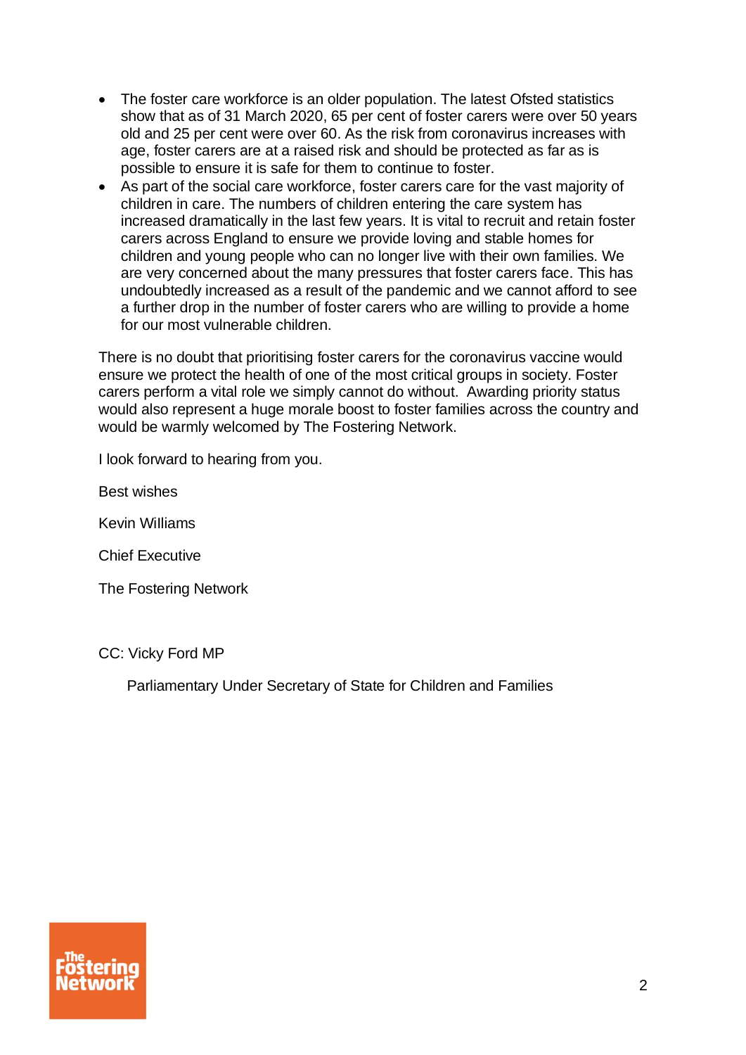- The foster care workforce is an older population. The latest Ofsted statistics show that as of 31 March 2020, 65 per cent of foster carers were over 50 years old and 25 per cent were over 60. As the risk from coronavirus increases with age, foster carers are at a raised risk and should be protected as far as is possible to ensure it is safe for them to continue to foster.
- As part of the social care workforce, foster carers care for the vast majority of children in care. The numbers of children entering the care system has increased dramatically in the last few years. It is vital to recruit and retain foster carers across England to ensure we provide loving and stable homes for children and young people who can no longer live with their own families. We are very concerned about the many pressures that foster carers face. This has undoubtedly increased as a result of the pandemic and we cannot afford to see a further drop in the number of foster carers who are willing to provide a home for our most vulnerable children.

There is no doubt that prioritising foster carers for the coronavirus vaccine would ensure we protect the health of one of the most critical groups in society. Foster carers perform a vital role we simply cannot do without. Awarding priority status would also represent a huge morale boost to foster families across the country and would be warmly welcomed by The Fostering Network.

I look forward to hearing from you.

Best wishes

Kevin Williams

Chief Executive

The Fostering Network

CC: Vicky Ford MP

Parliamentary Under Secretary of State for Children and Families